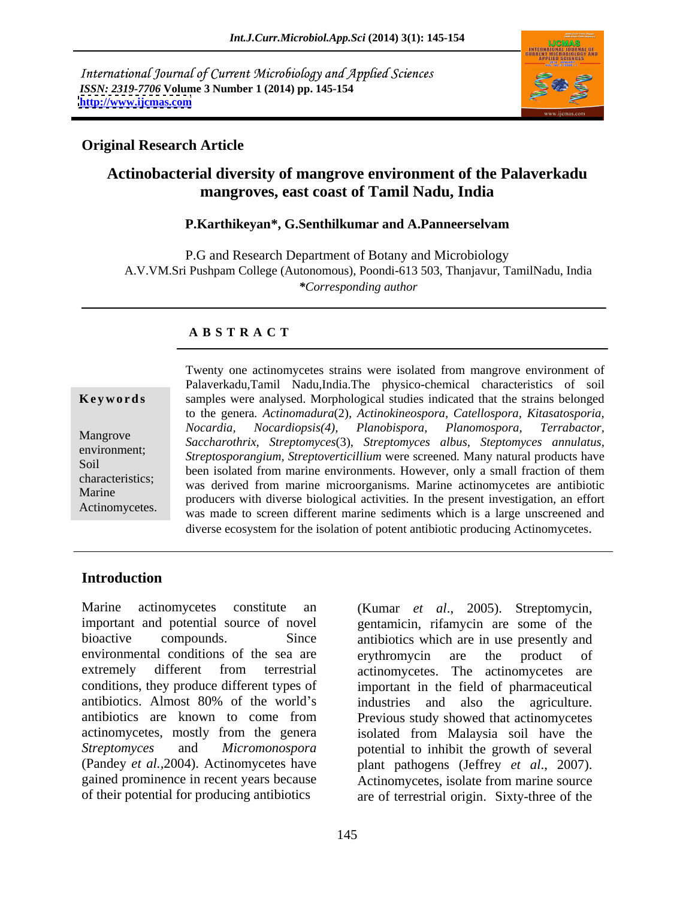International Journal of Current Microbiology and Applied Sciences
*ISSN: 2319-7706* **Volume 3 Number 1 (2014) pp. 145-154**
**http://www.ijcmas.com**

**Original Research Article**

# Actinobacterial diversity of mangrove environment of the Palaverkadu mangroves, east coast of Tamil Nadu, India

**P.Karthikeyan\*, G.Senthilkumar and A.Panneerselvam**

P.G and Research Department of Botany and Microbiology
A.V.VM.Sri Pushpam College (Autonomous), Poondi-613 503, Thanjavur, TamilNadu, India
*\*Corresponding author*

**A B S T R A C T**

**Keywords**

Mangrove environment; Soil characteristics; Marine Actinomycetes.

Twenty one actinomycetes strains were isolated from mangrove environment of Palaverkadu,Tamil Nadu,India.The physico-chemical characteristics of soil samples were analysed. Morphological studies indicated that the strains belonged to the genera. *Actinomadura*(2), *Actinokineospora, Catellospora, Kitasatosporia, Nocardia, Nocardiopsis(4), Planobispora, Planomospora, Terrabactor, Saccharothrix, Streptomyces*(3), *Streptomyces albus, Steptomyces annulatus, Streptosporangium, Streptoverticillium* were screened. Many natural products have been isolated from marine environments. However, only a small fraction of them was derived from marine microorganisms. Marine actinomycetes are antibiotic producers with diverse biological activities. In the present investigation, an effort was made to screen different marine sediments which is a large unscreened and diverse ecosystem for the isolation of potent antibiotic producing Actinomycetes.

## Introduction

Marine actinomycetes constitute an important and potential source of novel bioactive compounds. Since environmental conditions of the sea are extremely different from terrestrial conditions, they produce different types of antibiotics. Almost 80% of the world's antibiotics are known to come from actinomycetes, mostly from the genera *Streptomyces* and *Micromonospora* (Pandey *et al.*,2004). Actinomycetes have gained prominence in recent years because of their potential for producing antibiotics (Kumar *et al*., 2005). Streptomycin, gentamicin, rifamycin are some of the antibiotics which are in use presently and erythromycin are the product of actinomycetes. The actinomycetes are important in the field of pharmaceutical industries and also the agriculture. Previous study showed that actinomycetes isolated from Malaysia soil have the potential to inhibit the growth of several plant pathogens (Jeffrey *et al*., 2007). Actinomycetes, isolate from marine source are of terrestrial origin. Sixty-three of the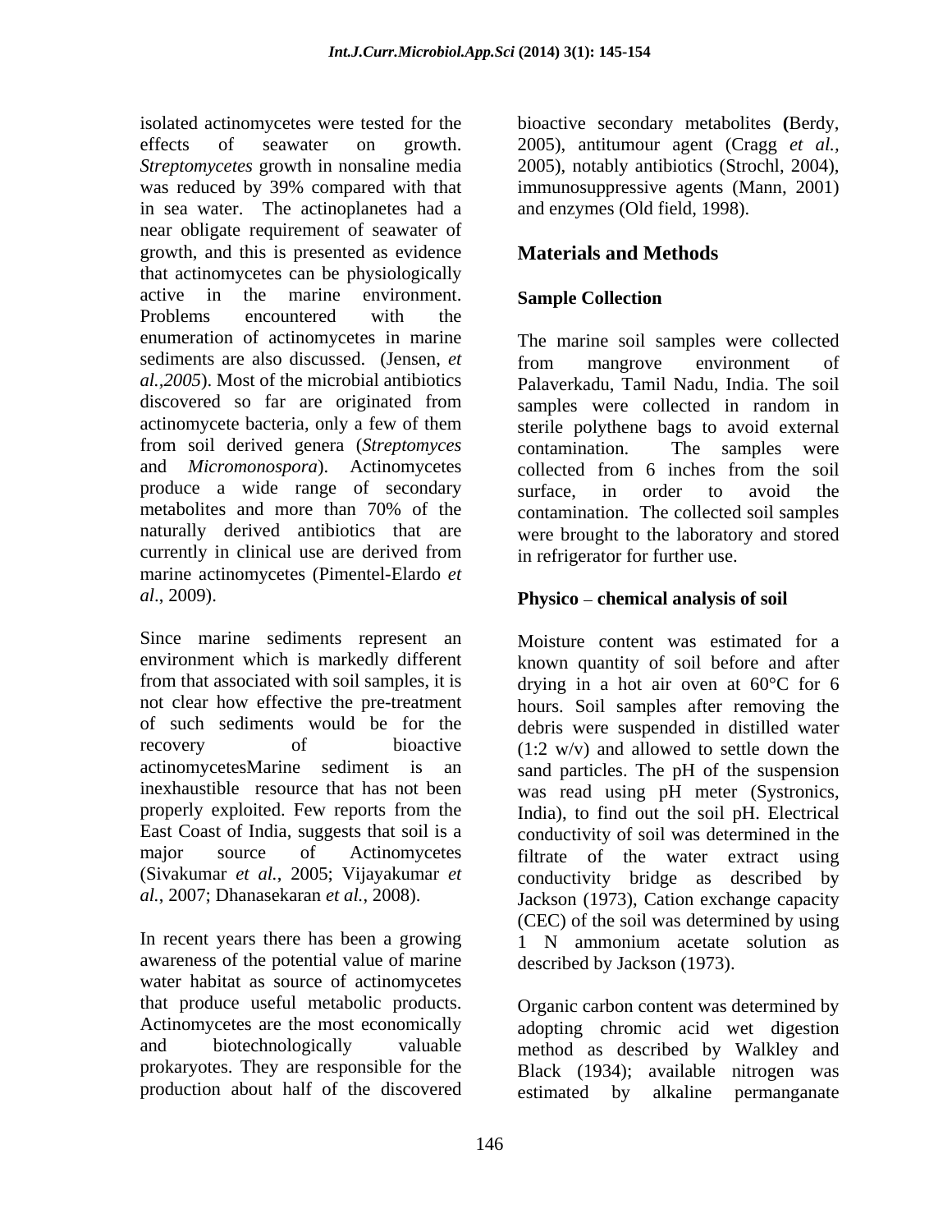isolated actinomycetes were tested for the effects of seawater on growth. *Streptomycetes* growth in nonsaline media was reduced by 39% compared with that in sea water. The actinoplanetes had a near obligate requirement of seawater of growth, and this is presented as evidence that actinomycetes can be physiologically active in the marine environment. Problems encountered with the enumeration of actinomycetes in marine sediments are also discussed. (Jensen, *et al.,2005*). Most of the microbial antibiotics discovered so far are originated from actinomycete bacteria, only a few of them from soil derived genera (*Streptomyces* and *Micromonospora*). Actinomycetes produce a wide range of secondary metabolites and more than 70% of the naturally derived antibiotics that are currently in clinical use are derived from marine actinomycetes (Pimentel-Elardo *et al*., 2009).

Since marine sediments represent an environment which is markedly different from that associated with soil samples, it is not clear how effective the pre-treatment of such sediments would be for the recovery of bioactive actinomycetesMarine sediment is an inexhaustible resource that has not been properly exploited. Few reports from the East Coast of India, suggests that soil is a major source of Actinomycetes (Sivakumar *et al.*, 2005; Vijayakumar *et al.*, 2007; Dhanasekaran *et al.*, 2008).

In recent years there has been a growing awareness of the potential value of marine water habitat as source of actinomycetes that produce useful metabolic products. Actinomycetes are the most economically and biotechnologically valuable prokaryotes. They are responsible for the production about half of the discovered bioactive secondary metabolites **(**Berdy, 2005), antitumour agent (Cragg *et al.*, 2005), notably antibiotics (Strochl, 2004), immunosuppressive agents (Mann, 2001) and enzymes (Old field, 1998).

## Materials and Methods

### Sample Collection

The marine soil samples were collected from mangrove environment of Palaverkadu, Tamil Nadu, India. The soil samples were collected in random in sterile polythene bags to avoid external contamination. The samples were collected from 6 inches from the soil surface, in order to avoid the contamination. The collected soil samples were brought to the laboratory and stored in refrigerator for further use.

### Physico – chemical analysis of soil

Moisture content was estimated for a known quantity of soil before and after drying in a hot air oven at 60°C for 6 hours. Soil samples after removing the debris were suspended in distilled water (1:2 w/v) and allowed to settle down the sand particles. The pH of the suspension was read using pH meter (Systronics, India), to find out the soil pH. Electrical conductivity of soil was determined in the filtrate of the water extract using conductivity bridge as described by Jackson (1973), Cation exchange capacity (CEC) of the soil was determined by using 1 N ammonium acetate solution as described by Jackson (1973).

Organic carbon content was determined by adopting chromic acid wet digestion method as described by Walkley and Black (1934); available nitrogen was estimated by alkaline permanganate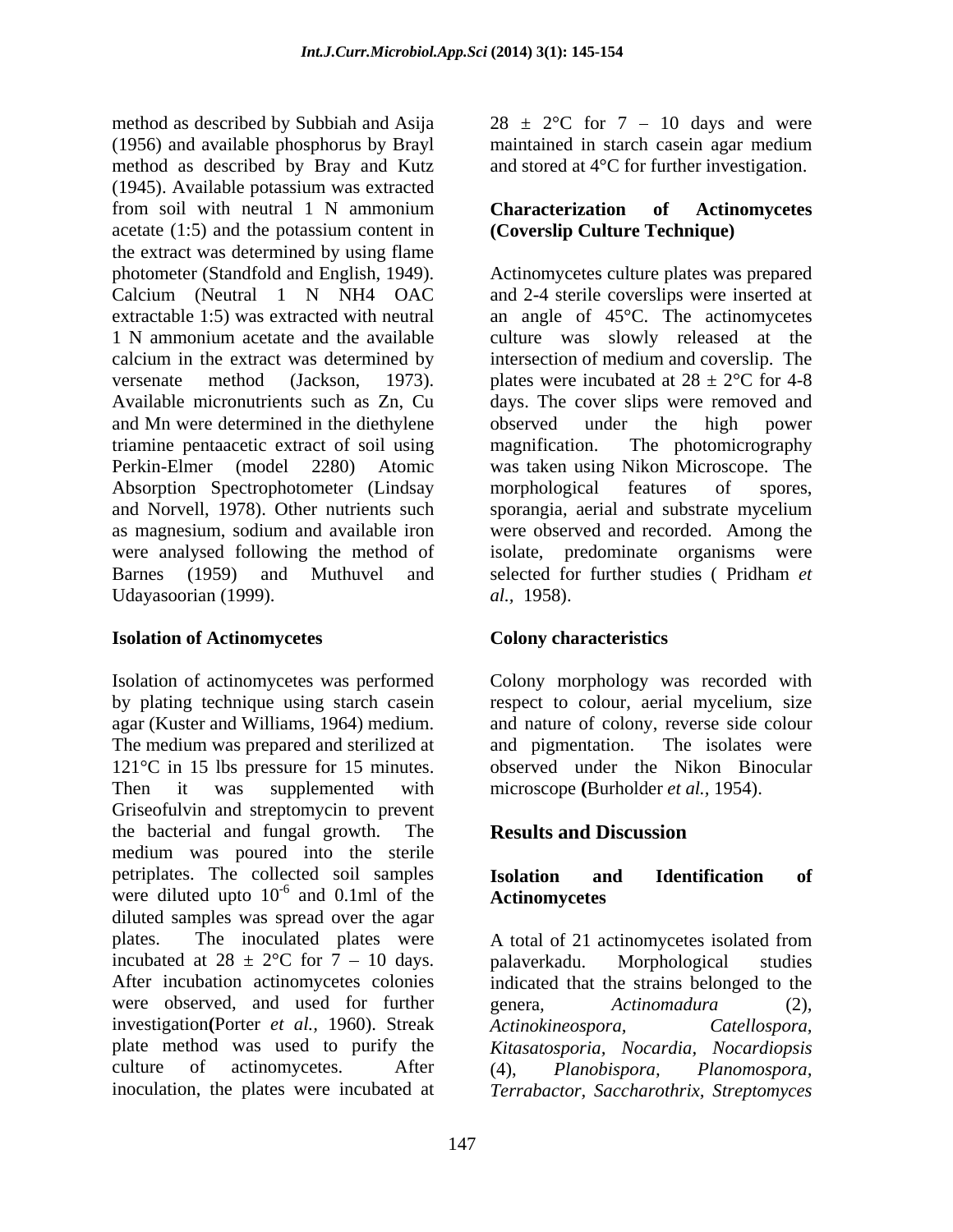method as described by Subbiah and Asija (1956) and available phosphorus by Brayl method as described by Bray and Kutz (1945). Available potassium was extracted from soil with neutral 1 N ammonium acetate (1:5) and the potassium content in the extract was determined by using flame photometer (Standfold and English, 1949). Calcium (Neutral 1 N NH4 OAC extractable 1:5) was extracted with neutral 1 N ammonium acetate and the available calcium in the extract was determined by versenate method (Jackson, 1973). Available micronutrients such as Zn, Cu and Mn were determined in the diethylene triamine pentaacetic extract of soil using Perkin-Elmer (model 2280) Atomic Absorption Spectrophotometer (Lindsay and Norvell, 1978). Other nutrients such as magnesium, sodium and available iron were analysed following the method of Barnes (1959) and Muthuvel and Udayasoorian (1999).

### Isolation of Actinomycetes

Isolation of actinomycetes was performed by plating technique using starch casein agar (Kuster and Williams, 1964) medium. The medium was prepared and sterilized at 121°C in 15 lbs pressure for 15 minutes. Then it was supplemented with Griseofulvin and streptomycin to prevent the bacterial and fungal growth. The medium was poured into the sterile petriplates. The collected soil samples were diluted upto $10^{-6}$ and 0.1ml of the diluted samples was spread over the agar plates. The inoculated plates were incubated at $28 \pm 2$°C for 7 – 10 days. After incubation actinomycetes colonies were observed, and used for further investigation (Porter *et al.,* 1960). Streak plate method was used to purify the culture of actinomycetes. After inoculation, the plates were incubated at $28 \pm 2$°C for 7 – 10 days and were maintained in starch casein agar medium and stored at 4°C for further investigation.

### Characterization of Actinomycetes (Coverslip Culture Technique)

Actinomycetes culture plates was prepared and 2-4 sterile coverslips were inserted at an angle of 45°C. The actinomycetes culture was slowly released at the intersection of medium and coverslip. The plates were incubated at $28 \pm 2$°C for 4-8 days. The cover slips were removed and observed under the high power magnification. The photomicrography was taken using Nikon Microscope. The morphological features of spores, sporangia, aerial and substrate mycelium were observed and recorded. Among the isolate, predominate organisms were selected for further studies ( Pridham *et al.,* 1958).

### Colony characteristics

Colony morphology was recorded with respect to colour, aerial mycelium, size and nature of colony, reverse side colour and pigmentation. The isolates were observed under the Nikon Binocular microscope **(**Burholder *et al.,* 1954).

## Results and Discussion

### Isolation and Identification of Actinomycetes

A total of 21 actinomycetes isolated from palaverkadu. Morphological studies indicated that the strains belonged to the genera, *Actinomadura* (2), *Actinokineospora, Catellospora, Kitasatosporia, Nocardia, Nocardiopsis* (4), *Planobispora, Planomospora, Terrabactor, Saccharothrix, Streptomyces*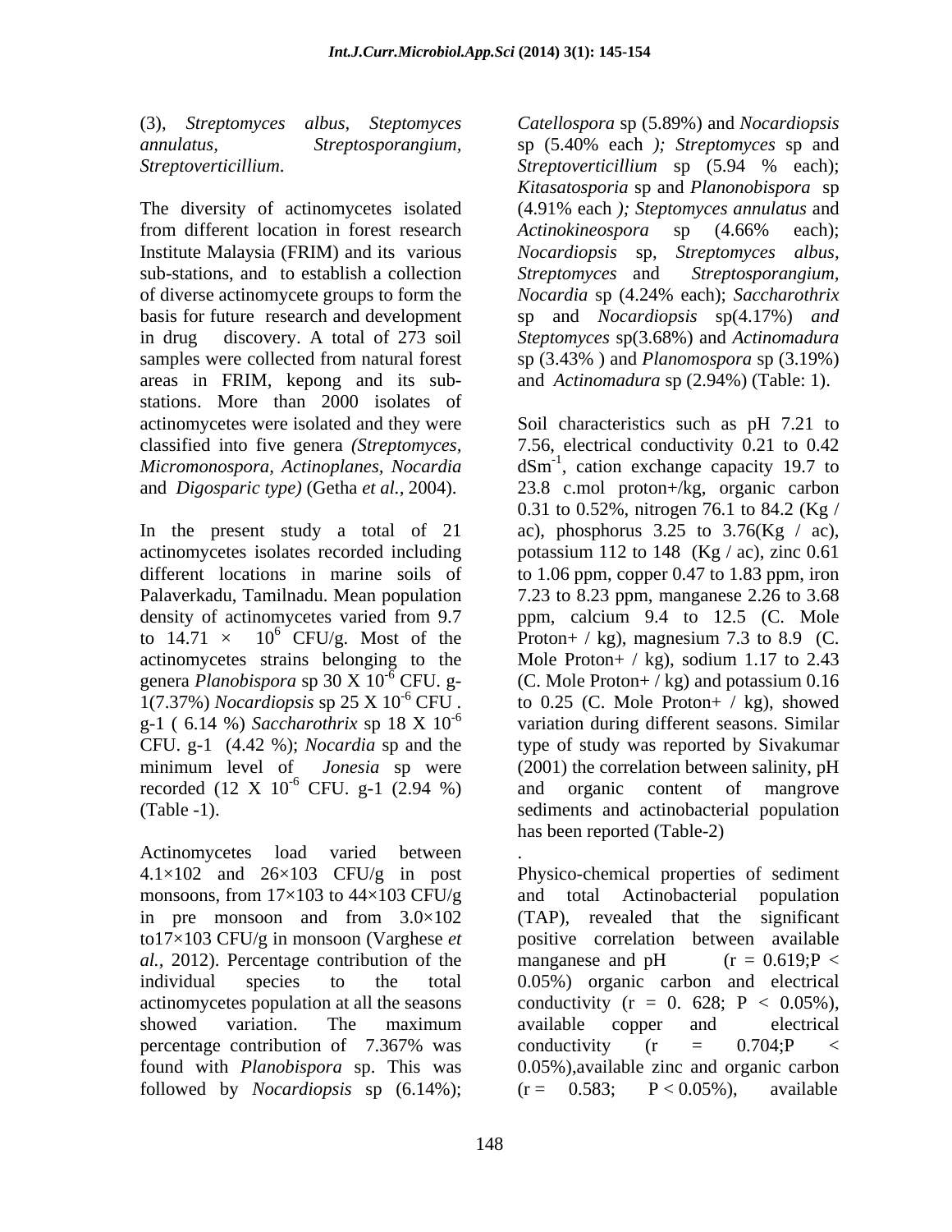(3), *Streptomyces albus*, *Steptomyces annulatus*, *Streptosporangium*, *Streptoverticillium*.

The diversity of actinomycetes isolated from different location in forest research Institute Malaysia (FRIM) and its various sub-stations, and to establish a collection of diverse actinomycete groups to form the basis for future research and development in drug discovery. A total of 273 soil samples were collected from natural forest areas in FRIM, kepong and its sub-stations. More than 2000 isolates of actinomycetes were isolated and they were classified into five genera *(Streptomyces, Micromonospora, Actinoplanes, Nocardia* and *Digosparic type)* (Getha *et al.,* 2004).

In the present study a total of 21 actinomycetes isolates recorded including different locations in marine soils of Palaverkadu, Tamilnadu. Mean population density of actinomycetes varied from 9.7 to 14.71 × $10^6$ CFU/g. Most of the actinomycetes strains belonging to the genera *Planobispora* sp 30 X $10^{-6}$ CFU. g-1(7.37%) *Nocardiopsis* sp 25 X $10^{-6}$ CFU . g-1 ( 6.14 %) *Saccharothrix* sp 18 X $10^{-6}$ CFU. g-1 (4.42 %); *Nocardia* sp and the minimum level of *Jonesia* sp were recorded (12 X $10^{-6}$ CFU. g-1 (2.94 %) (Table -1).

Actinomycetes load varied between 4.1×102 and 26×103 CFU/g in post monsoons, from 17×103 to 44×103 CFU/g in pre monsoon and from 3.0×102 to17×103 CFU/g in monsoon (Varghese *et al.,* 2012). Percentage contribution of the individual species to the total actinomycetes population at all the seasons showed variation. The maximum percentage contribution of 7.367% was found with *Planobispora* sp. This was followed by *Nocardiopsis* sp (6.14%); *Catellospora* sp (5.89%) and *Nocardiopsis* sp (5.40% each *); Streptomyces* sp and *Streptoverticillium* sp (5.94 % each); *Kitasatosporia* sp and *Planonobispora* sp (4.91% each *); Steptomyces annulatus* and *Actinokineospora* sp (4.66% each); *Nocardiopsis* sp, *Streptomyces albus, Streptomyces* and *Streptosporangium, Nocardia* sp (4.24% each); *Saccharothrix* sp and *Nocardiopsis* sp(4.17%) *and Steptomyces* sp(3.68%) and *Actinomadura* sp (3.43% ) and *Planomospora* sp (3.19%) and *Actinomadura* sp (2.94%) (Table: 1).

Soil characteristics such as pH 7.21 to 7.56, electrical conductivity 0.21 to 0.42 $dSm^{-1}$, cation exchange capacity 19.7 to 23.8 c.mol proton+/kg, organic carbon 0.31 to 0.52%, nitrogen 76.1 to 84.2 (Kg / ac), phosphorus 3.25 to 3.76(Kg / ac), potassium 112 to 148 (Kg / ac), zinc 0.61 to 1.06 ppm, copper 0.47 to 1.83 ppm, iron 7.23 to 8.23 ppm, manganese 2.26 to 3.68 ppm, calcium 9.4 to 12.5 (C. Mole Proton+ / kg), magnesium 7.3 to 8.9 (C. Mole Proton+ / kg), sodium 1.17 to 2.43 (C. Mole Proton+ / kg) and potassium 0.16 to 0.25 (C. Mole Proton+ / kg), showed variation during different seasons. Similar type of study was reported by Sivakumar (2001) the correlation between salinity, pH and organic content of mangrove sediments and actinobacterial population has been reported (Table-2)

.

Physico-chemical properties of sediment and total Actinobacterial population (TAP), revealed that the significant positive correlation between available manganese and pH ($r = 0.619; P < 0.05\%$) organic carbon and electrical conductivity ($r = 0. 628$; $P < 0.05\%$), available copper and electrical conductivity ($r = 0.704; P < 0.05\%$),available zinc and organic carbon ($r = 0.583$; $P < 0.05\%$), available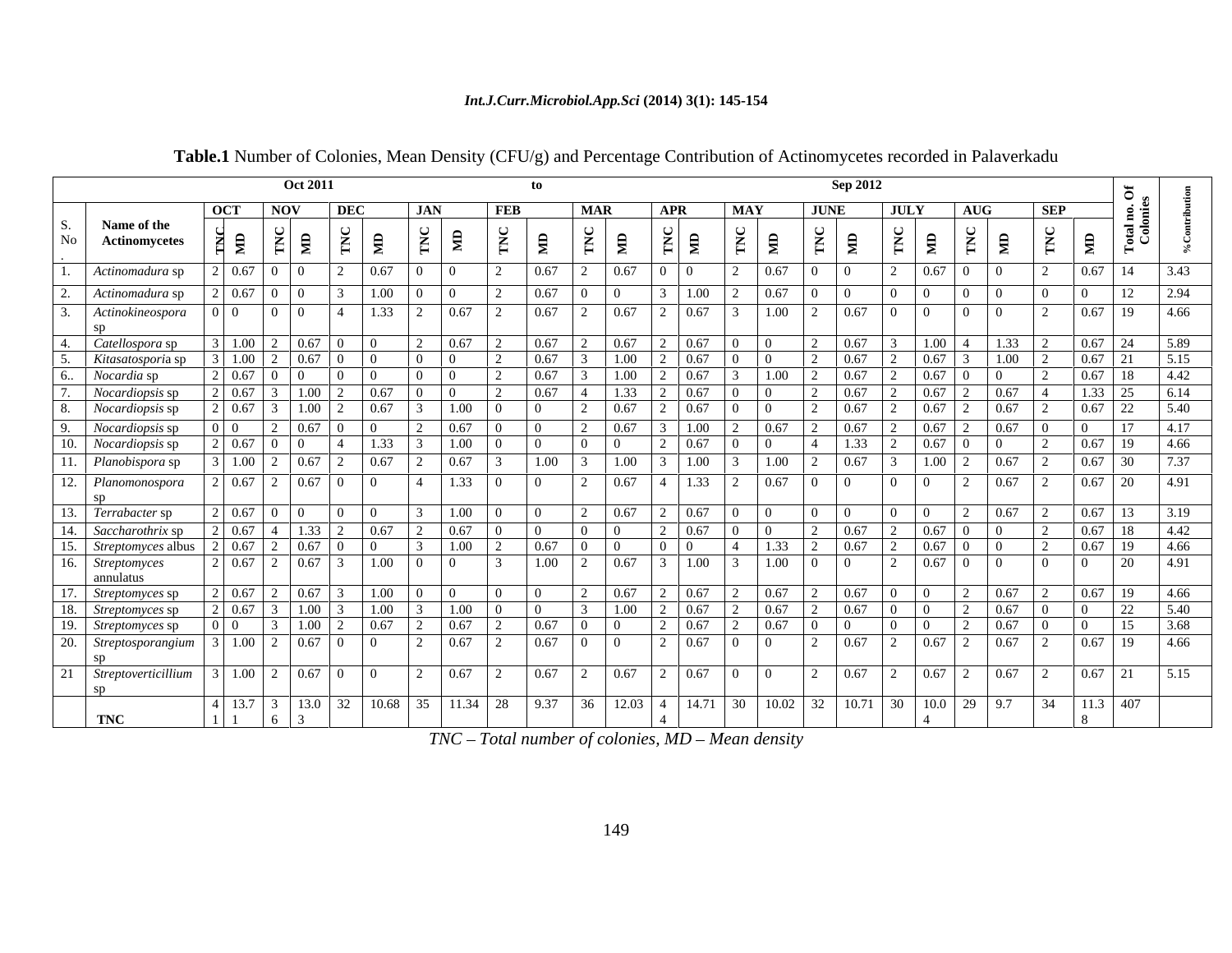**Table.1** Number of Colonies, Mean Density (CFU/g) and Percentage Contribution of Actinomycetes recorded in Palaverkadu

| | | Oct 2011 | | | | | | | | | to | | | | | | | | | | | | | Sep 2012 | | | |
|---|---|---|---|---|---|---|---|---|---|---|---|---|---|---|---|---|---|---|---|---|---|---|---|---|---|---|---|
| | | OCT | | NOV | | DEC | | JAN | | FEB | | MAR | | APR | | MAY | | JUNE | | JULY | | AUG | | SEP | | | |
| S. No. | Name of the Actinomycetes | TNC | MD | TNC | MD | TNC | MD | TNC | MD | TNC | MD | TNC | MD | TNC | MD | TNC | MD | TNC | MD | TNC | MD | TNC | MD | TNC | MD | Total no. Of Colonies | % Contribution |
| 1. | *Actinomadura* sp | 2 | 0.67 | 0 | 0 | 2 | 0.67 | 0 | 0 | 2 | 0.67 | 2 | 0.67 | 0 | 0 | 2 | 0.67 | 0 | 0 | 2 | 0.67 | 0 | 0 | 2 | 0.67 | 14 | 3.43 |
| 2. | *Actinomadura* sp | 2 | 0.67 | 0 | 0 | 3 | 1.00 | 0 | 0 | 2 | 0.67 | 0 | 0 | 3 | 1.00 | 2 | 0.67 | 0 | 0 | 0 | 0 | 0 | 0 | 0 | 0 | 12 | 2.94 |
| 3. | *Actinokineospora* sp | 0 | 0 | 0 | 0 | 4 | 1.33 | 2 | 0.67 | 2 | 0.67 | 2 | 0.67 | 2 | 0.67 | 3 | 1.00 | 2 | 0.67 | 0 | 0 | 0 | 0 | 2 | 0.67 | 19 | 4.66 |
| 4. | *Catellospora* sp | 3 | 1.00 | 2 | 0.67 | 0 | 0 | 2 | 0.67 | 2 | 0.67 | 2 | 0.67 | 2 | 0.67 | 0 | 0 | 2 | 0.67 | 3 | 1.00 | 4 | 1.33 | 2 | 0.67 | 24 | 5.89 |
| 5. | *Kitasatosporia* sp | 3 | 1.00 | 2 | 0.67 | 0 | 0 | 0 | 0 | 2 | 0.67 | 3 | 1.00 | 2 | 0.67 | 0 | 0 | 2 | 0.67 | 2 | 0.67 | 3 | 1.00 | 2 | 0.67 | 21 | 5.15 |
| 6.. | *Nocardia* sp | 2 | 0.67 | 0 | 0 | 0 | 0 | 0 | 0 | 2 | 0.67 | 3 | 1.00 | 2 | 0.67 | 3 | 1.00 | 2 | 0.67 | 2 | 0.67 | 0 | 0 | 2 | 0.67 | 18 | 4.42 |
| 7. | *Nocardiopsis* sp | 2 | 0.67 | 3 | 1.00 | 2 | 0.67 | 0 | 0 | 2 | 0.67 | 4 | 1.33 | 2 | 0.67 | 0 | 0 | 2 | 0.67 | 2 | 0.67 | 2 | 0.67 | 4 | 1.33 | 25 | 6.14 |
| 8. | *Nocardiopsis* sp | 2 | 0.67 | 3 | 1.00 | 2 | 0.67 | 3 | 1.00 | 0 | 0 | 2 | 0.67 | 2 | 0.67 | 0 | 0 | 2 | 0.67 | 2 | 0.67 | 2 | 0.67 | 2 | 0.67 | 22 | 5.40 |
| 9. | *Nocardiopsis* sp | 0 | 0 | 2 | 0.67 | 0 | 0 | 2 | 0.67 | 0 | 0 | 2 | 0.67 | 3 | 1.00 | 2 | 0.67 | 2 | 0.67 | 2 | 0.67 | 2 | 0.67 | 0 | 0 | 17 | 4.17 |
| 10. | *Nocardiopsis* sp | 2 | 0.67 | 0 | 0 | 4 | 1.33 | 3 | 1.00 | 0 | 0 | 0 | 0 | 2 | 0.67 | 0 | 0 | 4 | 1.33 | 2 | 0.67 | 0 | 0 | 2 | 0.67 | 19 | 4.66 |
| 11. | *Planobispora* sp | 3 | 1.00 | 2 | 0.67 | 2 | 0.67 | 2 | 0.67 | 3 | 1.00 | 3 | 1.00 | 3 | 1.00 | 3 | 1.00 | 2 | 0.67 | 3 | 1.00 | 2 | 0.67 | 2 | 0.67 | 30 | 7.37 |
| 12. | *Planomonospora* sp | 2 | 0.67 | 2 | 0.67 | 0 | 0 | 4 | 1.33 | 0 | 0 | 2 | 0.67 | 4 | 1.33 | 2 | 0.67 | 0 | 0 | 0 | 0 | 2 | 0.67 | 2 | 0.67 | 20 | 4.91 |
| 13. | *Terrabacter* sp | 2 | 0.67 | 0 | 0 | 0 | 0 | 3 | 1.00 | 0 | 0 | 2 | 0.67 | 2 | 0.67 | 0 | 0 | 0 | 0 | 0 | 0 | 2 | 0.67 | 2 | 0.67 | 13 | 3.19 |
| 14. | *Saccharothrix* sp | 2 | 0.67 | 4 | 1.33 | 2 | 0.67 | 2 | 0.67 | 0 | 0 | 0 | 0 | 2 | 0.67 | 0 | 0 | 2 | 0.67 | 2 | 0.67 | 0 | 0 | 2 | 0.67 | 18 | 4.42 |
| 15. | *Streptomyces* albus | 2 | 0.67 | 2 | 0.67 | 0 | 0 | 3 | 1.00 | 2 | 0.67 | 0 | 0 | 0 | 0 | 4 | 1.33 | 2 | 0.67 | 2 | 0.67 | 0 | 0 | 2 | 0.67 | 19 | 4.66 |
| 16. | *Streptomyces* annulatus | 2 | 0.67 | 2 | 0.67 | 3 | 1.00 | 0 | 0 | 3 | 1.00 | 2 | 0.67 | 3 | 1.00 | 3 | 1.00 | 0 | 0 | 2 | 0.67 | 0 | 0 | 0 | 0 | 20 | 4.91 |
| 17. | *Streptomyces* sp | 2 | 0.67 | 2 | 0.67 | 3 | 1.00 | 0 | 0 | 0 | 0 | 2 | 0.67 | 2 | 0.67 | 2 | 0.67 | 2 | 0.67 | 0 | 0 | 2 | 0.67 | 2 | 0.67 | 19 | 4.66 |
| 18. | *Streptomyces* sp | 2 | 0.67 | 3 | 1.00 | 3 | 1.00 | 3 | 1.00 | 0 | 0 | 3 | 1.00 | 2 | 0.67 | 2 | 0.67 | 2 | 0.67 | 0 | 0 | 2 | 0.67 | 0 | 0 | 22 | 5.40 |
| 19. | *Streptomyces* sp | 0 | 0 | 3 | 1.00 | 2 | 0.67 | 2 | 0.67 | 2 | 0.67 | 0 | 0 | 2 | 0.67 | 2 | 0.67 | 0 | 0 | 0 | 0 | 2 | 0.67 | 0 | 0 | 15 | 3.68 |
| 20. | *Streptosporangium* sp | 3 | 1.00 | 2 | 0.67 | 0 | 0 | 2 | 0.67 | 2 | 0.67 | 0 | 0 | 2 | 0.67 | 0 | 0 | 2 | 0.67 | 2 | 0.67 | 2 | 0.67 | 2 | 0.67 | 19 | 4.66 |
| 21 | *Streptoverticillium* sp | 3 | 1.00 | 2 | 0.67 | 0 | 0 | 2 | 0.67 | 2 | 0.67 | 2 | 0.67 | 2 | 0.67 | 0 | 0 | 2 | 0.67 | 2 | 0.67 | 2 | 0.67 | 2 | 0.67 | 21 | 5.15 |
| | **TNC** | 41 | 13.71 | 36 | 13.03 | 32 | 10.68 | 35 | 11.34 | 28 | 9.37 | 36 | 12.03 | 44 | 14.71 | 30 | 10.02 | 32 | 10.71 | 30 | 10.04 | 29 | 9.7 | 34 | 11.38 | 407 | |

*TNC – Total number of colonies, MD – Mean density*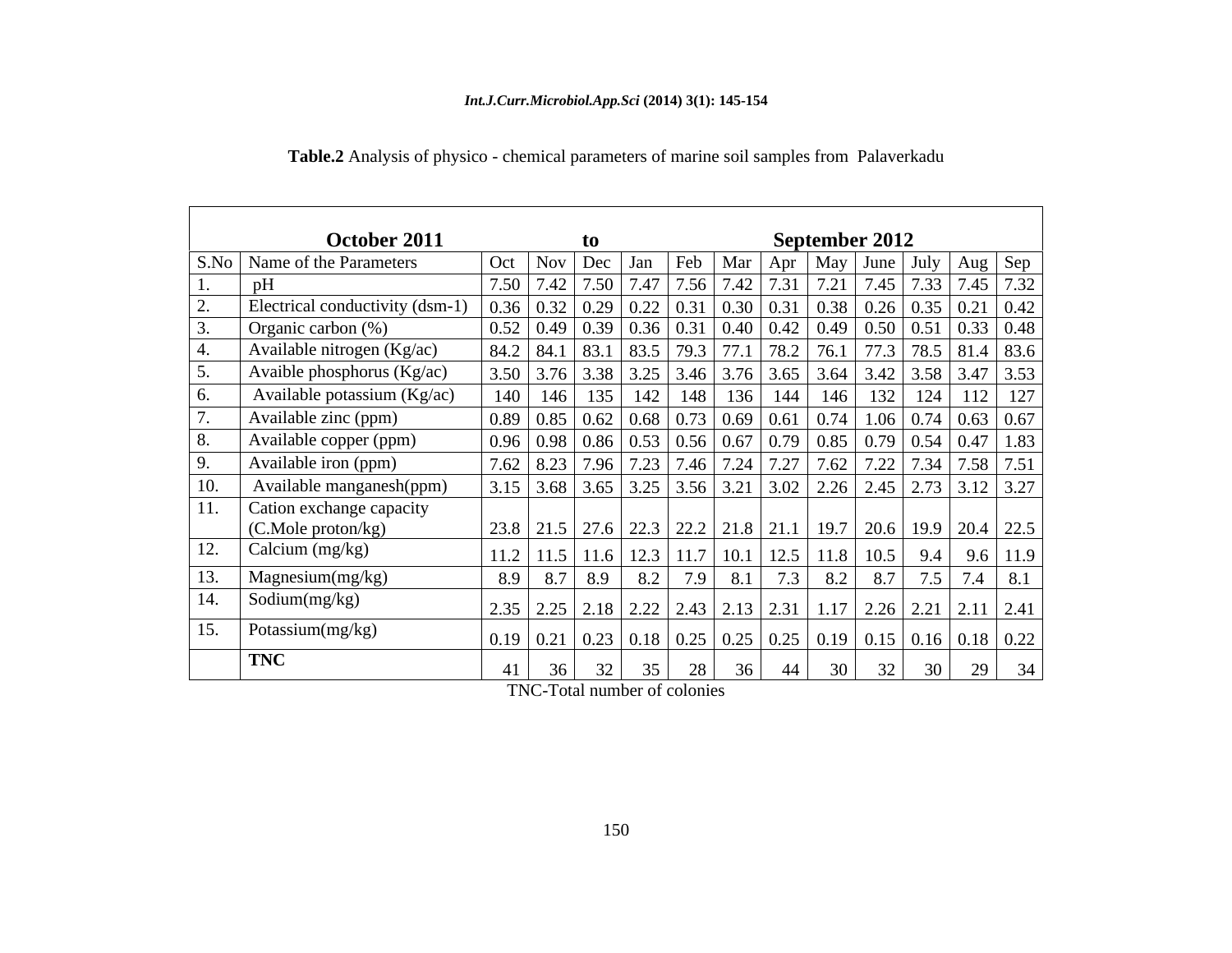**Table.2** Analysis of physico - chemical parameters of marine soil samples from Palaverkadu

| | **October 2011** | | | **to** | | | | **September 2012** | | | | | |
|---|---|---|---|---|---|---|---|---|---|---|---|---|---|
| S.No | Name of the Parameters | Oct | Nov | Dec | Jan | Feb | Mar | Apr | May | June | July | Aug | Sep |
| 1. | pH | 7.50 | 7.42 | 7.50 | 7.47 | 7.56 | 7.42 | 7.31 | 7.21 | 7.45 | 7.33 | 7.45 | 7.32 |
| 2. | Electrical conductivity (dsm-1) | 0.36 | 0.32 | 0.29 | 0.22 | 0.31 | 0.30 | 0.31 | 0.38 | 0.26 | 0.35 | 0.21 | 0.42 |
| 3. | Organic carbon (%) | 0.52 | 0.49 | 0.39 | 0.36 | 0.31 | 0.40 | 0.42 | 0.49 | 0.50 | 0.51 | 0.33 | 0.48 |
| 4. | Available nitrogen (Kg/ac) | 84.2 | 84.1 | 83.1 | 83.5 | 79.3 | 77.1 | 78.2 | 76.1 | 77.3 | 78.5 | 81.4 | 83.6 |
| 5. | Avaible phosphorus (Kg/ac) | 3.50 | 3.76 | 3.38 | 3.25 | 3.46 | 3.76 | 3.65 | 3.64 | 3.42 | 3.58 | 3.47 | 3.53 |
| 6. | Available potassium (Kg/ac) | 140 | 146 | 135 | 142 | 148 | 136 | 144 | 146 | 132 | 124 | 112 | 127 |
| 7. | Available zinc (ppm) | 0.89 | 0.85 | 0.62 | 0.68 | 0.73 | 0.69 | 0.61 | 0.74 | 1.06 | 0.74 | 0.63 | 0.67 |
| 8. | Available copper (ppm) | 0.96 | 0.98 | 0.86 | 0.53 | 0.56 | 0.67 | 0.79 | 0.85 | 0.79 | 0.54 | 0.47 | 1.83 |
| 9. | Available iron (ppm) | 7.62 | 8.23 | 7.96 | 7.23 | 7.46 | 7.24 | 7.27 | 7.62 | 7.22 | 7.34 | 7.58 | 7.51 |
| 10. | Available manganesh(ppm) | 3.15 | 3.68 | 3.65 | 3.25 | 3.56 | 3.21 | 3.02 | 2.26 | 2.45 | 2.73 | 3.12 | 3.27 |
| 11. | Cation exchange capacity (C.Mole proton/kg) | 23.8 | 21.5 | 27.6 | 22.3 | 22.2 | 21.8 | 21.1 | 19.7 | 20.6 | 19.9 | 20.4 | 22.5 |
| 12. | Calcium (mg/kg) | 11.2 | 11.5 | 11.6 | 12.3 | 11.7 | 10.1 | 12.5 | 11.8 | 10.5 | 9.4 | 9.6 | 11.9 |
| 13. | Magnesium(mg/kg) | 8.9 | 8.7 | 8.9 | 8.2 | 7.9 | 8.1 | 7.3 | 8.2 | 8.7 | 7.5 | 7.4 | 8.1 |
| 14. | Sodium(mg/kg) | 2.35 | 2.25 | 2.18 | 2.22 | 2.43 | 2.13 | 2.31 | 1.17 | 2.26 | 2.21 | 2.11 | 2.41 |
| 15. | Potassium(mg/kg) | 0.19 | 0.21 | 0.23 | 0.18 | 0.25 | 0.25 | 0.25 | 0.19 | 0.15 | 0.16 | 0.18 | 0.22 |
| | **TNC** | 41 | 36 | 32 | 35 | 28 | 36 | 44 | 30 | 32 | 30 | 29 | 34 |

TNC-Total number of colonies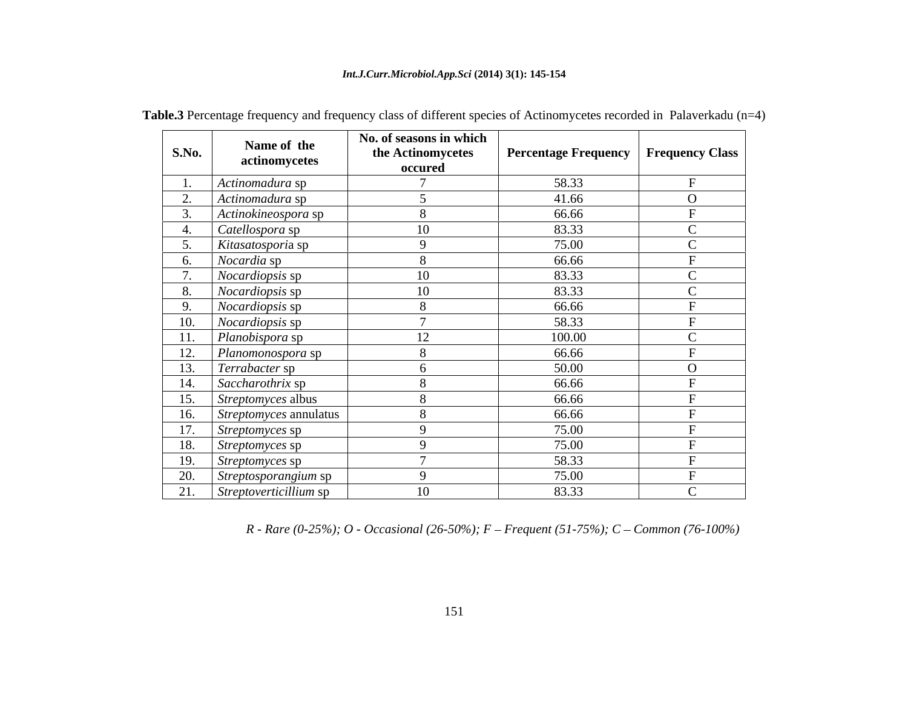**Table.3** Percentage frequency and frequency class of different species of Actinomycetes recorded in Palaverkadu (n=4)

| S.No. | Name of the actinomycetes | No. of seasons in which the Actinomycetes occured | Percentage Frequency | Frequency Class |
|---|---|---|---|---|
| 1. | *Actinomadura* sp | 7 | 58.33 | F |
| 2. | *Actinomadura* sp | 5 | 41.66 | O |
| 3. | *Actinokineospora* sp | 8 | 66.66 | F |
| 4. | *Catellospora* sp | 10 | 83.33 | C |
| 5. | *Kitasatospori*a sp | 9 | 75.00 | C |
| 6. | *Nocardia* sp | 8 | 66.66 | F |
| 7. | *Nocardiopsis* sp | 10 | 83.33 | C |
| 8. | *Nocardiopsis* sp | 10 | 83.33 | C |
| 9. | *Nocardiopsis* sp | 8 | 66.66 | F |
| 10. | *Nocardiopsis* sp | 7 | 58.33 | F |
| 11. | *Planobispora* sp | 12 | 100.00 | C |
| 12. | *Planomonospora* sp | 8 | 66.66 | F |
| 13. | *Terrabacter* sp | 6 | 50.00 | O |
| 14. | *Saccharothrix* sp | 8 | 66.66 | F |
| 15. | *Streptomyces* albus | 8 | 66.66 | F |
| 16. | *Streptomyces* annulatus | 8 | 66.66 | F |
| 17. | *Streptomyces* sp | 9 | 75.00 | F |
| 18. | *Streptomyces* sp | 9 | 75.00 | F |
| 19. | *Streptomyces* sp | 7 | 58.33 | F |
| 20. | *Streptosporangium* sp | 9 | 75.00 | F |
| 21. | *Streptoverticillium* sp | 10 | 83.33 | C |

*R - Rare (0-25%); O - Occasional (26-50%); F – Frequent (51-75%); C – Common (76-100%)*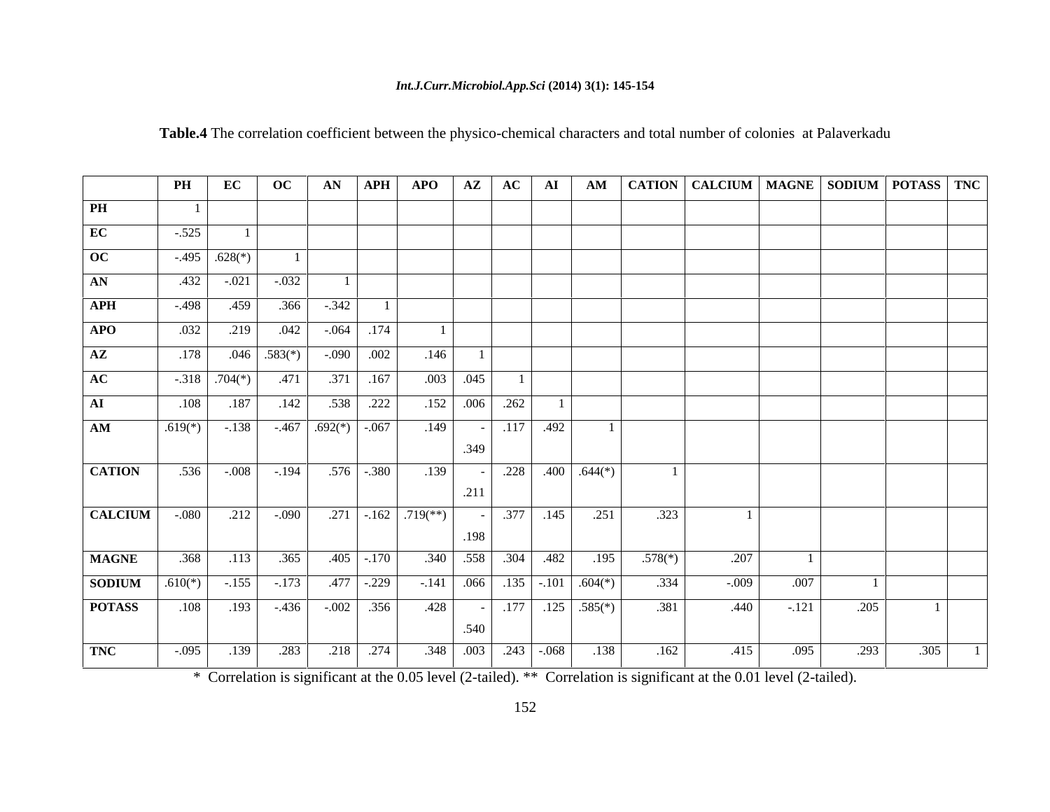**Table.4** The correlation coefficient between the physico-chemical characters and total number of colonies at Palaverkadu

| | PH | EC | OC | AN | APH | APO | AZ | AC | AI | AM | CATION | CALCIUM | MAGNE | SODIUM | POTASS | TNC |
|---|---|---|---|---|---|---|---|---|---|---|---|---|---|---|---|---|
| **PH** | 1 | | | | | | | | | | | | | | | |
| **EC** | -.525 | 1 | | | | | | | | | | | | | | |
| **OC** | -.495 | .628(*) | 1 | | | | | | | | | | | | | |
| **AN** | .432 | -.021 | -.032 | 1 | | | | | | | | | | | | |
| **APH** | -.498 | .459 | .366 | -.342 | 1 | | | | | | | | | | | |
| **APO** | .032 | .219 | .042 | -.064 | .174 | 1 | | | | | | | | | | |
| **AZ** | .178 | .046 | .583(*) | -.090 | .002 | .146 | 1 | | | | | | | | | |
| **AC** | -.318 | .704(*) | .471 | .371 | .167 | .003 | .045 | 1 | | | | | | | | |
| **AI** | .108 | .187 | .142 | .538 | .222 | .152 | .006 | .262 | 1 | | | | | | | |
| **AM** | .619(*) | -.138 | -.467 | .692(*) | -.067 | .149 | -.349 | .117 | .492 | 1 | | | | | | |
| **CATION** | .536 | -.008 | -.194 | .576 | -.380 | .139 | -.211 | .228 | .400 | .644(*) | 1 | | | | | |
| **CALCIUM** | -.080 | .212 | -.090 | .271 | -.162 | .719(**) | -.198 | .377 | .145 | .251 | .323 | 1 | | | | |
| **MAGNE** | .368 | .113 | .365 | .405 | -.170 | .340 | .558 | .304 | .482 | .195 | .578(*) | .207 | 1 | | | |
| **SODIUM** | .610(*) | -.155 | -.173 | .477 | -.229 | -.141 | .066 | .135 | -.101 | .604(*) | .334 | -.009 | .007 | 1 | | |
| **POTASS** | .108 | .193 | -.436 | -.002 | .356 | .428 | -.540 | .177 | .125 | .585(*) | .381 | .440 | -.121 | .205 | 1 | |
| **TNC** | -.095 | .139 | .283 | .218 | .274 | .348 | .003 | .243 | -.068 | .138 | .162 | .415 | .095 | .293 | .305 | 1 |

\* Correlation is significant at the 0.05 level (2-tailed). ** Correlation is significant at the 0.01 level (2-tailed).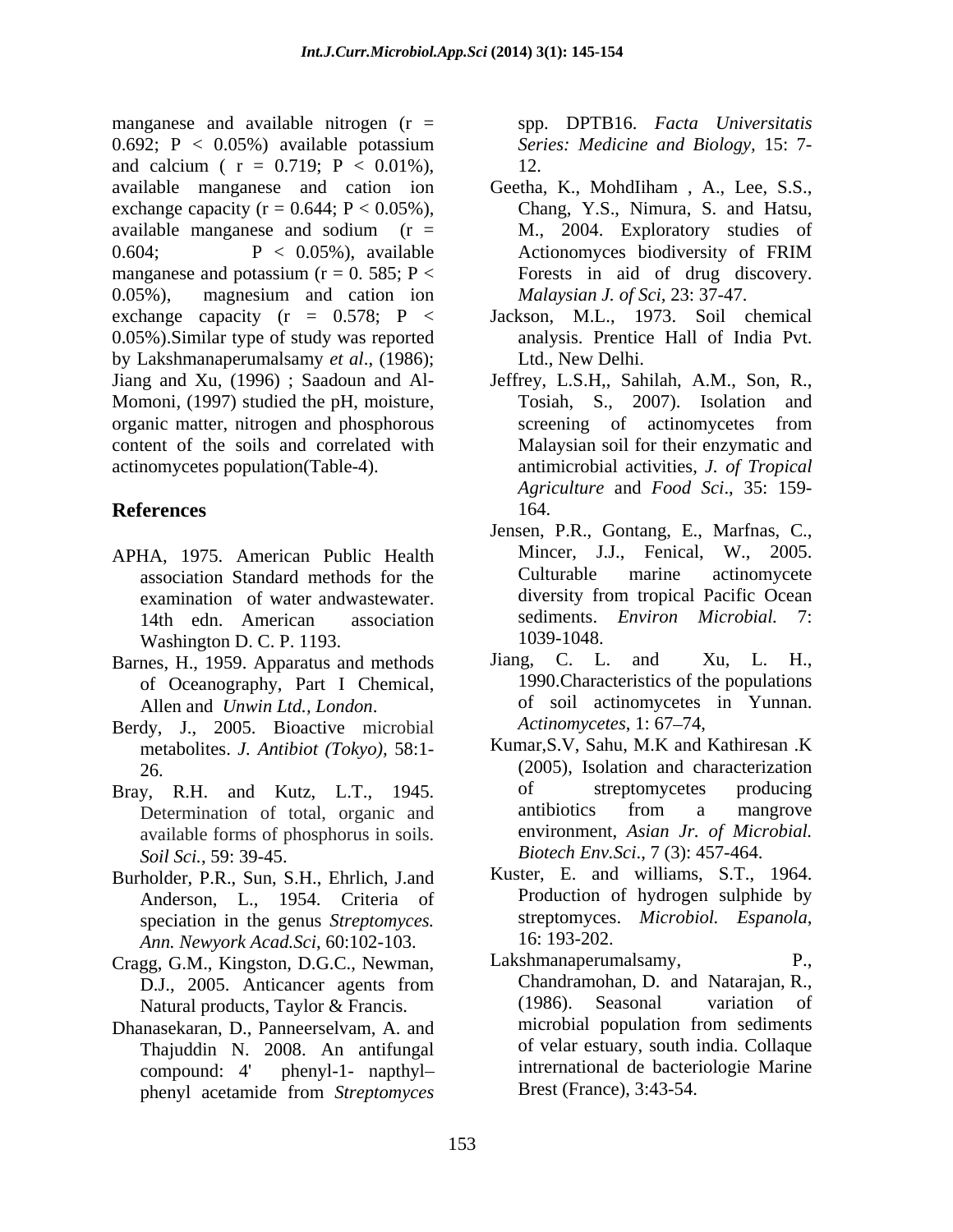manganese and available nitrogen ($r = 0.692$; $P < 0.05\%$) available potassium and calcium ( $r = 0.719$; $P < 0.01\%$), available manganese and cation ion exchange capacity ($r = 0.644$; $P < 0.05\%$), available manganese and sodium ($r = 0.604$; $P < 0.05\%$), available manganese and potassium ($r = 0.585$; $P < 0.05\%$), magnesium and cation ion exchange capacity ($r = 0.578$; $P < 0.05\%$).Similar type of study was reported by Lakshmanaperumalsamy *et al*., (1986); Jiang and Xu, (1996) ; Saadoun and Al-Momoni, (1997) studied the pH, moisture, organic matter, nitrogen and phosphorous content of the soils and correlated with actinomycetes population(Table-4).

## References

APHA, 1975. American Public Health association Standard methods for the examination of water andwastewater. 14th edn. American association Washington D. C. P. 1193.

Barnes, H., 1959. Apparatus and methods of Oceanography, Part I Chemical, Allen and *Unwin Ltd., London*.

Berdy, J., 2005. Bioactive microbial metabolites. *J. Antibiot (Tokyo)*, 58:1-26.

Bray, R.H. and Kutz, L.T., 1945. Determination of total, organic and available forms of phosphorus in soils. *Soil Sci.*, 59: 39-45.

Burholder, P.R., Sun, S.H., Ehrlich, J.and Anderson, L., 1954. Criteria of speciation in the genus *Streptomyces. Ann. Newyork Acad.Sci*, 60:102-103.

Cragg, G.M., Kingston, D.G.C., Newman, D.J., 2005. Anticancer agents from Natural products, Taylor & Francis.

Dhanasekaran, D., Panneerselvam, A. and Thajuddin N. 2008. An antifungal compound: 4' phenyl-1- napthyl– phenyl acetamide from *Streptomyces* spp. DPTB16. *Facta Universitatis Series: Medicine and Biology*, 15: 7-12.

Geetha, K., MohdIiham , A., Lee, S.S., Chang, Y.S., Nimura, S. and Hatsu, M., 2004. Exploratory studies of Actionomyces biodiversity of FRIM Forests in aid of drug discovery. *Malaysian J. of Sci*, 23: 37-47.

Jackson, M.L., 1973. Soil chemical analysis. Prentice Hall of India Pvt. Ltd., New Delhi.

Jeffrey, L.S.H,, Sahilah, A.M., Son, R., Tosiah, S., 2007). Isolation and screening of actinomycetes from Malaysian soil for their enzymatic and antimicrobial activities, *J. of Tropical Agriculture* and *Food Sci*., 35: 159-164.

Jensen, P.R., Gontang, E., Marfnas, C., Mincer, J.J., Fenical, W., 2005. Culturable marine actinomycete diversity from tropical Pacific Ocean sediments. *Environ Microbial.* 7: 1039-1048.

Jiang, C. L. and Xu, L. H., 1990.Characteristics of the populations of soil actinomycetes in Yunnan. *Actinomycetes*, 1: 67–74,

Kumar,S.V, Sahu, M.K and Kathiresan .K (2005), Isolation and characterization of streptomycetes producing antibiotics from a mangrove environment, *Asian Jr. of Microbial. Biotech Env.Sci*., 7 (3): 457-464.

Kuster, E. and williams, S.T., 1964. Production of hydrogen sulphide by streptomyces. *Microbiol. Espanola*, 16: 193-202.

Lakshmanaperumalsamy, P., Chandramohan, D. and Natarajan, R., (1986). Seasonal variation of microbial population from sediments of velar estuary, south india. Collaque intrernational de bacteriologie Marine Brest (France), 3:43-54.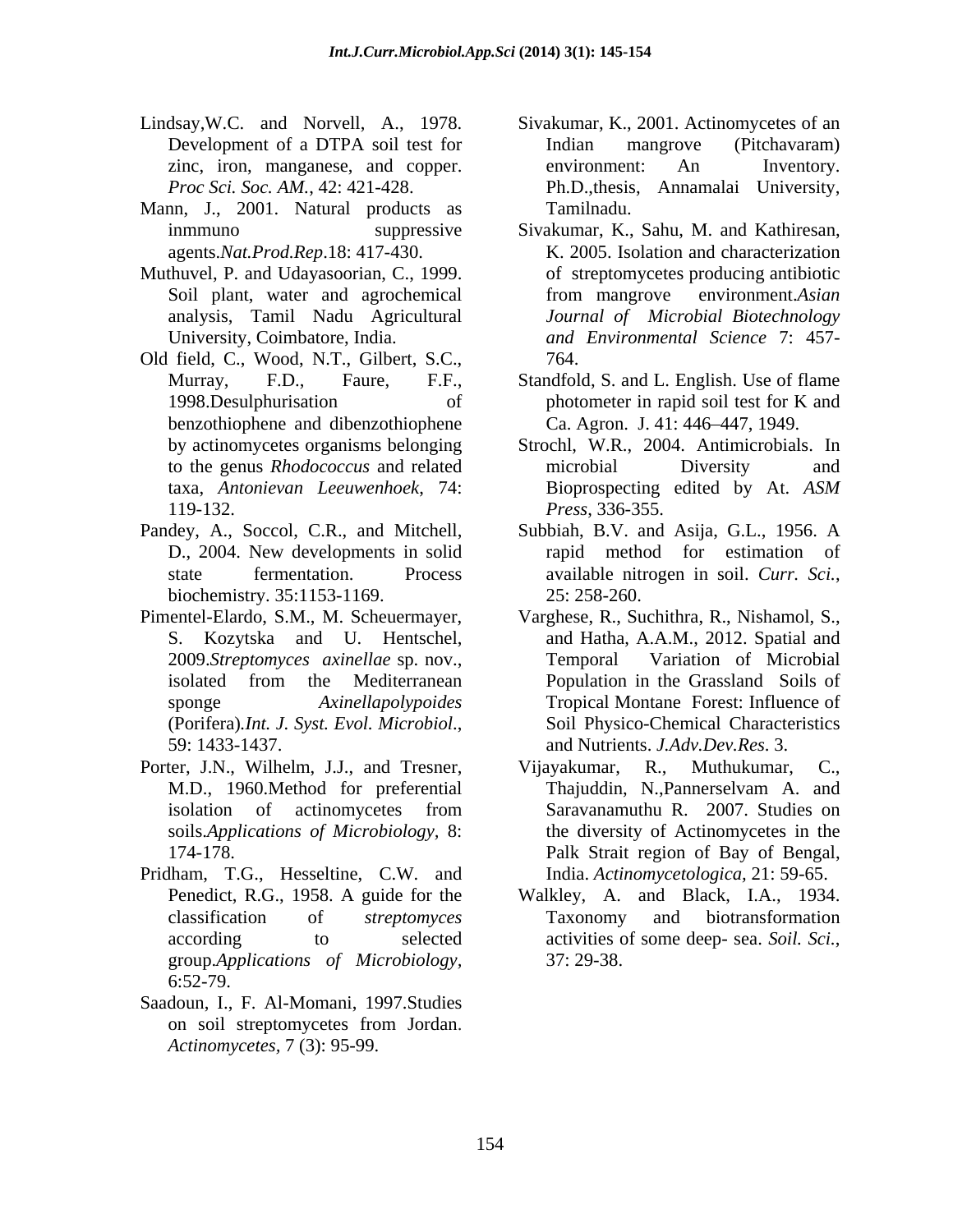Lindsay,W.C. and Norvell, A., 1978. Development of a DTPA soil test for zinc, iron, manganese, and copper. *Proc Sci. Soc. AM.*, 42: 421-428.

Mann, J., 2001. Natural products as inmmuno suppressive agents.*Nat.Prod.Rep*.18: 417-430.

Muthuvel, P. and Udayasoorian, C., 1999. Soil plant, water and agrochemical analysis, Tamil Nadu Agricultural University, Coimbatore, India.

Old field, C., Wood, N.T., Gilbert, S.C., Murray, F.D., Faure, F.F., 1998.Desulphurisation of benzothiophene and dibenzothiophene by actinomycetes organisms belonging to the genus *Rhodococcus* and related taxa, *Antonievan Leeuwenhoek*, 74: 119-132.

Pandey, A., Soccol, C.R., and Mitchell, D., 2004. New developments in solid state fermentation. Process biochemistry. 35:1153-1169.

Pimentel-Elardo, S.M., M. Scheuermayer, S. Kozytska and U. Hentschel, 2009.*Streptomyces axinellae* sp. nov., isolated from the Mediterranean sponge *Axinellapolypoides* (Porifera).*Int. J. Syst. Evol. Microbiol*., 59: 1433-1437.

Porter, J.N., Wilhelm, J.J., and Tresner, M.D., 1960.Method for preferential isolation of actinomycetes from soils.*Applications of Microbiology*, 8: 174-178.

Pridham, T.G., Hesseltine, C.W. and Penedict, R.G., 1958. A guide for the classification of *streptomyces* according to selected group.*Applications of Microbiology*, 6:52-79.

Saadoun, I., F. Al-Momani, 1997.Studies on soil streptomycetes from Jordan. *Actinomycetes*, 7 (3): 95-99.

Sivakumar, K., 2001. Actinomycetes of an Indian mangrove (Pitchavaram) environment: An Inventory. Ph.D.,thesis, Annamalai University, Tamilnadu.

Sivakumar, K., Sahu, M. and Kathiresan, K. 2005. Isolation and characterization of streptomycetes producing antibiotic from mangrove environment.*Asian Journal of Microbial Biotechnology and Environmental Science* 7: 457-764.

Standfold, S. and L. English. Use of flame photometer in rapid soil test for K and Ca. Agron. J. 41: 446–447, 1949.

Strochl, W.R., 2004. Antimicrobials. In microbial Diversity and Bioprospecting edited by At. *ASM Press*, 336-355.

Subbiah, B.V. and Asija, G.L., 1956. A rapid method for estimation of available nitrogen in soil. *Curr. Sci.*, 25: 258-260.

Varghese, R., Suchithra, R., Nishamol, S., and Hatha, A.A.M., 2012. Spatial and Temporal Variation of Microbial Population in the Grassland Soils of Tropical Montane Forest: Influence of Soil Physico-Chemical Characteristics and Nutrients. *J.Adv.Dev.Res*. 3.

Vijayakumar, R., Muthukumar, C., Thajuddin, N.,Pannerselvam A. and Saravanamuthu R. 2007. Studies on the diversity of Actinomycetes in the Palk Strait region of Bay of Bengal, India. *Actinomycetologica*, 21: 59-65.

Walkley, A. and Black, I.A., 1934. Taxonomy and biotransformation activities of some deep- sea. *Soil. Sci.*, 37: 29-38.